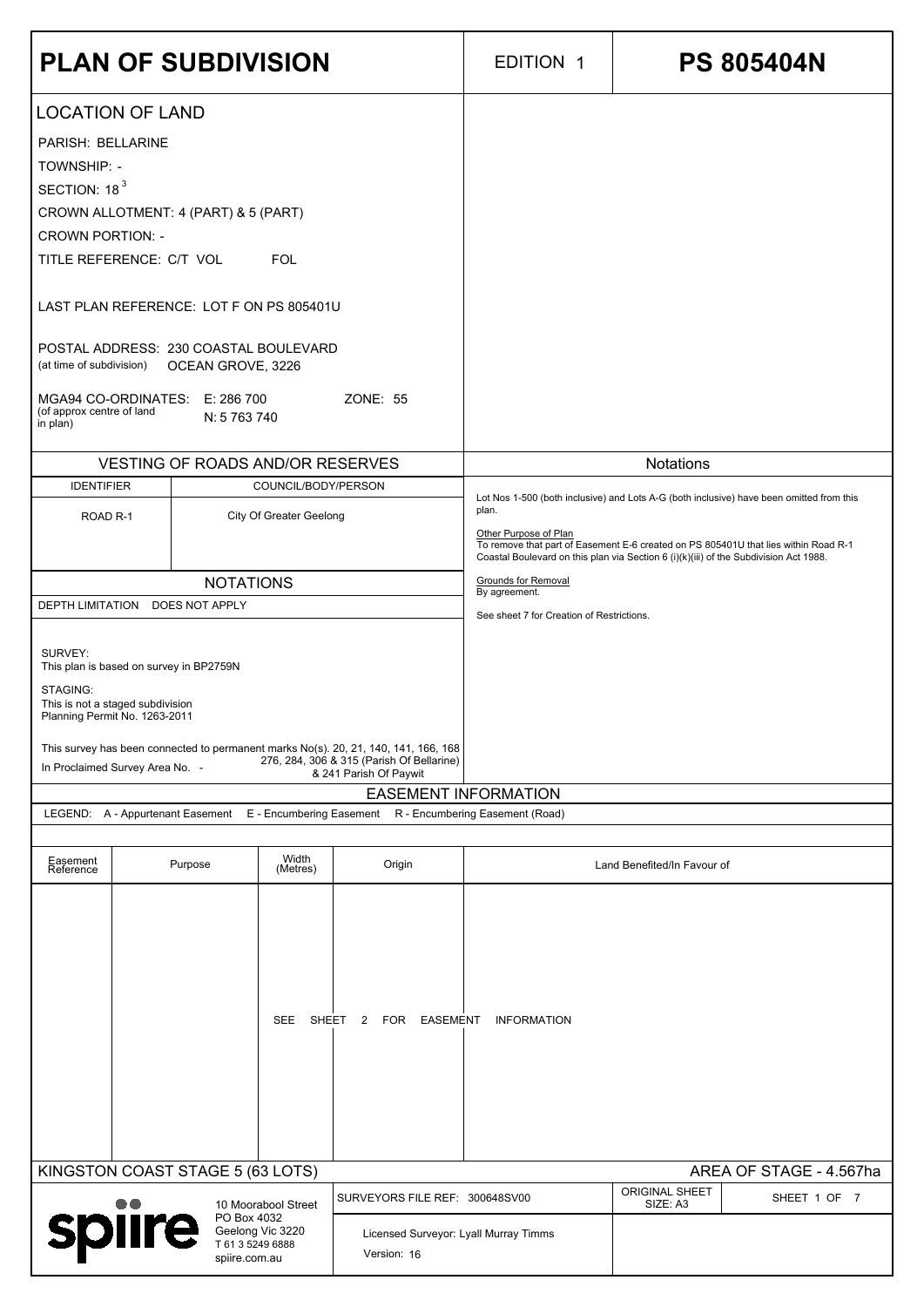# PLAN OF SUBDIVISION

EDITION 1

**PS 805404N**

## LOCATION OF LAND

PARISH: BELLARINE

TOWNSHIP: -

SECTION: 18[3]

CROWN ALLOTMENT: 4 (PART) & 5 (PART)

CROWN PORTION: -

TITLE REFERENCE: C/T VOL FOL

LAST PLAN REFERENCE: LOT F ON PS 805401U

POSTAL ADDRESS: 230 COASTAL BOULEVARD
(at time of subdivision) OCEAN GROVE, 3226

MGA94 CO-ORDINATES: E: 286 700 ZONE: 55
(of approx centre of land in plan) N: 5 763 740

## VESTING OF ROADS AND/OR RESERVES

| IDENTIFIER | COUNCIL/BODY/PERSON |
|---|---|
| ROAD R-1 | City Of Greater Geelong |

## NOTATIONS

DEPTH LIMITATION DOES NOT APPLY

SURVEY:
This plan is based on survey in BP2759N

STAGING:
This is not a staged subdivision
Planning Permit No. 1263-2011

This survey has been connected to permanent marks No(s). 20, 21, 140, 141, 166, 168, 276, 284, 306 & 315 (Parish Of Bellarine) & 241 Parish Of Paywit

In Proclaimed Survey Area No. -

## Notations

Lot Nos 1-500 (both inclusive) and Lots A-G (both inclusive) have been omitted from this plan.

Other Purpose of Plan
To remove that part of Easement E-6 created on PS 805401U that lies within Road R-1 Coastal Boulevard on this plan via Section 6 (i)(k)(iii) of the Subdivision Act 1988.

Grounds for Removal
By agreement.

See sheet 7 for Creation of Restrictions.

## EASEMENT INFORMATION

LEGEND: A - Appurtenant Easement E - Encumbering Easement R - Encumbering Easement (Road)

| Easement Reference | Purpose | Width (Metres) | Origin | Land Benefited/In Favour of |
|---|---|---|---|---|
| | | SEE SHEET 2 FOR EASEMENT INFORMATION | | |

KINGSTON COAST STAGE 5 (63 LOTS)

AREA OF STAGE - 4.567ha

spiire
10 Moorabool Street
PO Box 4032
Geelong Vic 3220
T 61 3 5249 6888
spiire.com.au

SURVEYORS FILE REF: 300648SV00

Licensed Surveyor: Lyall Murray Timms

Version: 16

ORIGINAL SHEET SIZE: A3

SHEET 1 OF 7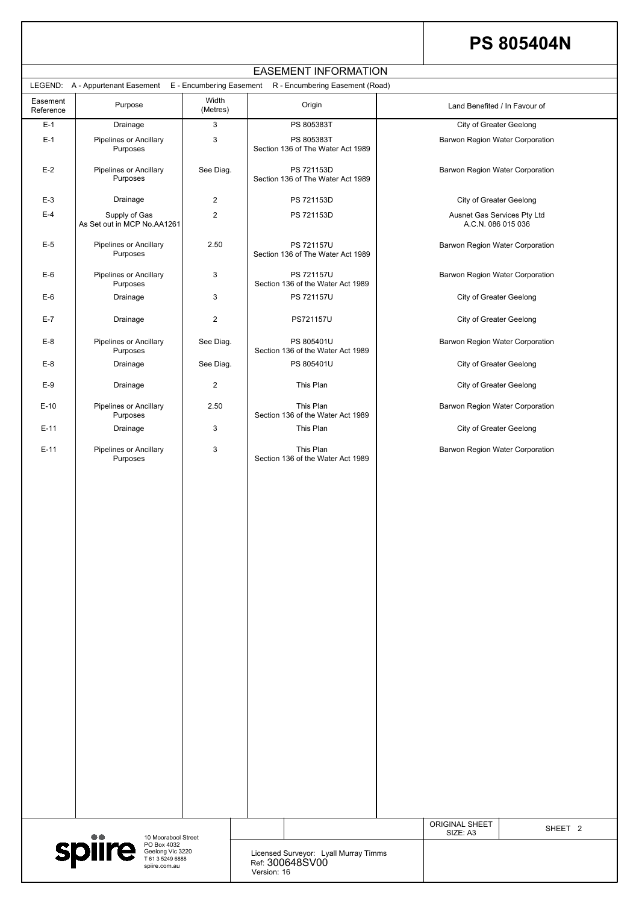# PS 805404N

## EASEMENT INFORMATION

LEGEND: A - Appurtenant Easement E - Encumbering Easement R - Encumbering Easement (Road)

| Easement Reference | Purpose | Width (Metres) | Origin | Land Benefited / In Favour of |
|---|---|---|---|---|
| E-1 | Drainage | 3 | PS 805383T | City of Greater Geelong |
| E-1 | Pipelines or Ancillary Purposes | 3 | PS 805383T Section 136 of The Water Act 1989 | Barwon Region Water Corporation |
| E-2 | Pipelines or Ancillary Purposes | See Diag. | PS 721153D Section 136 of The Water Act 1989 | Barwon Region Water Corporation |
| E-3 | Drainage | 2 | PS 721153D | City of Greater Geelong |
| E-4 | Supply of Gas As Set out in MCP No.AA1261 | 2 | PS 721153D | Ausnet Gas Services Pty Ltd A.C.N. 086 015 036 |
| E-5 | Pipelines or Ancillary Purposes | 2.50 | PS 721157U Section 136 of The Water Act 1989 | Barwon Region Water Corporation |
| E-6 | Pipelines or Ancillary Purposes | 3 | PS 721157U Section 136 of the Water Act 1989 | Barwon Region Water Corporation |
| E-6 | Drainage | 3 | PS 721157U | City of Greater Geelong |
| E-7 | Drainage | 2 | PS721157U | City of Greater Geelong |
| E-8 | Pipelines or Ancillary Purposes | See Diag. | PS 805401U Section 136 of the Water Act 1989 | Barwon Region Water Corporation |
| E-8 | Drainage | See Diag. | PS 805401U | City of Greater Geelong |
| E-9 | Drainage | 2 | This Plan | City of Greater Geelong |
| E-10 | Pipelines or Ancillary Purposes | 2.50 | This Plan Section 136 of the Water Act 1989 | Barwon Region Water Corporation |
| E-11 | Drainage | 3 | This Plan | City of Greater Geelong |
| E-11 | Pipelines or Ancillary Purposes | 3 | This Plan Section 136 of the Water Act 1989 | Barwon Region Water Corporation |

spiire
10 Moorabool Street
PO Box 4032
Geelong Vic 3220
T 61 3 5249 6888
spiire.com.au

Licensed Surveyor: Lyall Murray Timms
Ref: 300648SV00
Version: 16

ORIGINAL SHEET SIZE: A3

SHEET 2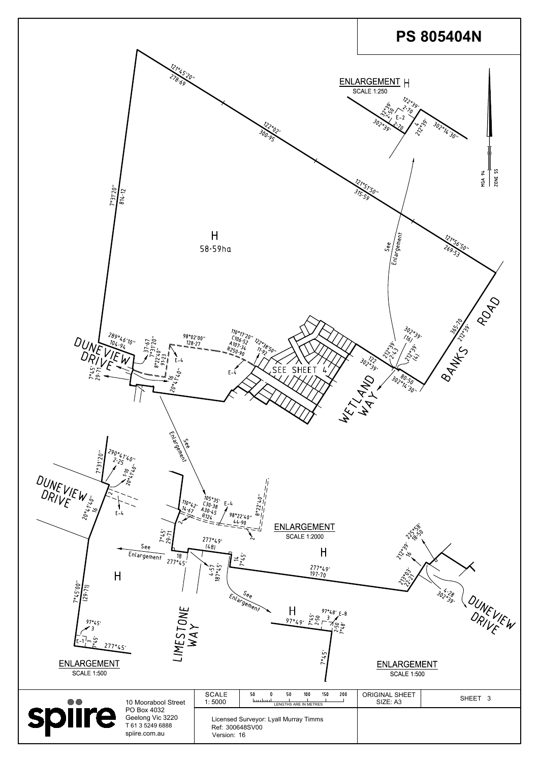# PS 805404N

## ENLARGEMENT H
SCALE 1:250

122°39' 2·70
32°39' 2·50
E-2
302°39' 2·70
4 212°39'
302°14'30"

MGA 94 ZONE 55

121°45'20" 278·69

122°02' 300·95

121°51'50" 315·59

121°56'50" 269·53

7°31'20" 814·12

H
58·59ha

See Enlargement

365·70 212°39'

BANKS ROAD

302°39' (16)
212°39' (4)
212°39' 2·43
122 302°39'
80·50 302°14'30"

WETLAND WAY

SEE SHEET 4

289°46'10" 104·94

DUNEVIEW DRIVE

7°45' 29·71

37·67 7°31'20"
8°22'40" 91·23
98°02'00" 128·27
E-4
16 20°41'40"
110°17'20" C106·52 A107·34 R250·90
122°38'50" 11·92
E-4

See Enlargement

## ENLARGEMENT
SCALE 1:500

7°31'20"
290°41'40" 2·25
1·10 20°41'40"

DUNEVIEW DRIVE

20°41'40" 16
2
E-4

H

7°45'00" (29·71)

97°45' 3
E-1 3 7°45'
277°45'

## ENLARGEMENT
SCALE 1:2000

110°42' 14·67
105°35' C30·38 A30·45 R124
E-4
8°22'40"
98°22'40" 44·90
2
2
7°45' 29·71
See Enlargement
18 277°45'
277°49' (48)
4·57 187°45'
14 7°45'

H

277°49' 197·70

LIMESTONE WAY

See Enlargement

212°39' 16
225°58' 18·50
213°03' 22·21
4·28 302°39'

DUNEVIEW DRIVE

## ENLARGEMENT
SCALE 1:500

H
97°49'
7°45' 2·50
97°48' 3 E-8
2·50 7°48'
7°45'

| | | | | |
|---|---|---|---|---|
| 10 Moorabool Street<br>PO Box 4032<br>Geelong Vic 3220<br>T 61 3 5249 6888<br>spiire.com.au | SCALE<br>1: 5000 | 50 0 50 100 150 200<br>LENGTHS ARE IN METRES | ORIGINAL SHEET SIZE: A3 | SHEET 3 |
| | Licensed Surveyor: Lyall Murray Timms<br>Ref: 300648SV00<br>Version: 16 | | | |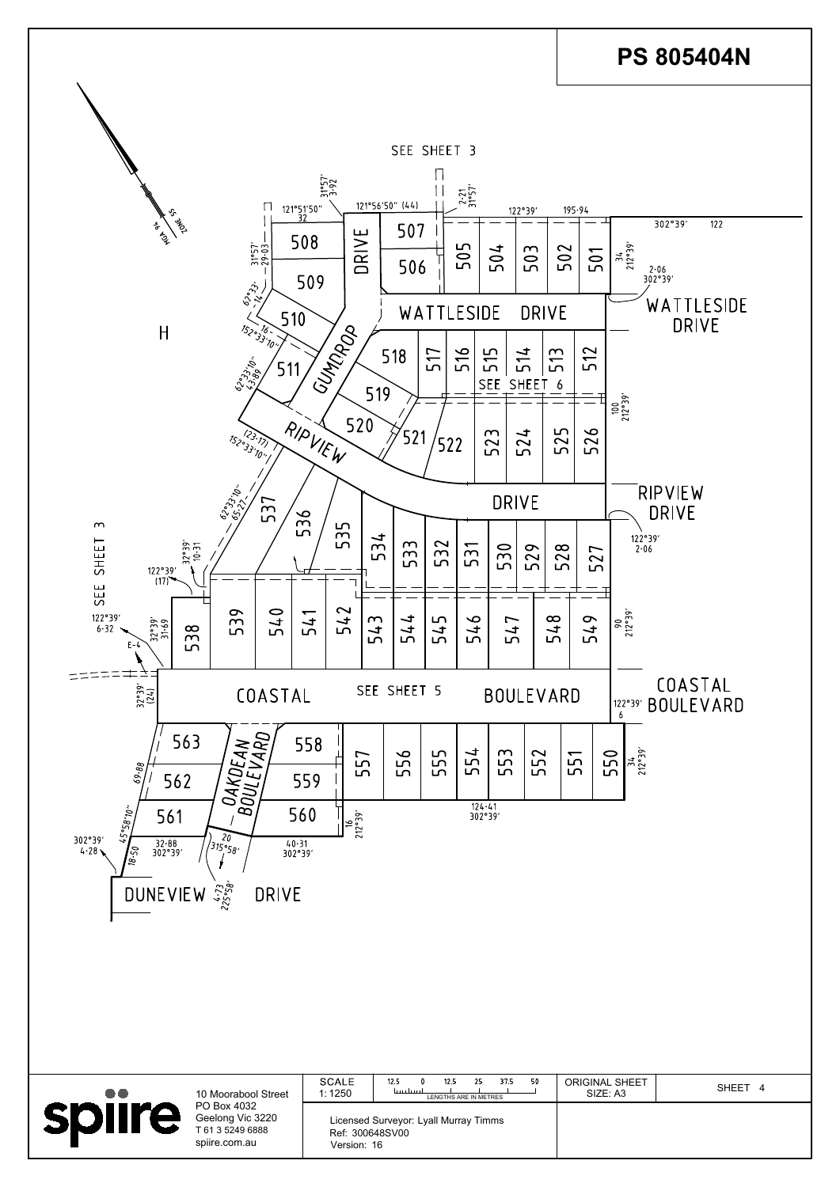# PS 805404N

SEE SHEET 3

MGA 94 ZONE 55

121°51'50" 32

31°57' 3·92

121°56'50" (44)

2·21 31°57'

122°39'

195·94

302°39' 122

31°57' 29·03

508

507

505

504

503

502

501

34 212°39'

509

506

2·06 302°39'

62°33' 14

DRIVE

WATTLESIDE DRIVE

WATTLESIDE DRIVE

510

H

16 152°33'10"

GUMDROP

518

517

516

515

514

513

512

62°33'10" 43·89

511

SEE SHEET 6

519

100 212°39'

520

521

522

523

524

525

526

(23·17) 152°33'10"

RIPVIEW

RIPVIEW DRIVE

62°33'10" 65·27

537

536

535

DRIVE

122°39' 2·06

SEE SHEET 3

32°39' 10·31

534

533

532

531

530

529

528

527

122°39' (17)

122°39' 6·32

32°39' 31·69

538

539

540

541

542

543

544

545

546

547

548

549

90 212°39'

E-4

32°39' (24)

COASTAL

SEE SHEET 5

BOULEVARD

122°39' 6

COASTAL BOULEVARD

563

OAKDEAN BOULEVARD

558

69·88

562

559

557

556

555

554

553

552

551

550

34 212°39'

45°58'10"

561

560

16 212°39'

124·41 302°39'

302°39' 4·28

18·50

32·88 302°39'

20 315°58'

40·31 302°39'

DUNEVIEW

4·73 225°58'

DRIVE

| spiire | SCALE 1: 1250 | 12.5 0 12.5 25 37.5 50 LENGTHS ARE IN METRES | ORIGINAL SHEET SIZE: A3 | SHEET 4 |
|---|---|---|---|---|
| 10 Moorabool Street PO Box 4032 Geelong Vic 3220 T 61 3 5249 6888 spiire.com.au | Licensed Surveyor: Lyall Murray Timms Ref: 300648SV00 Version: 16 | | | |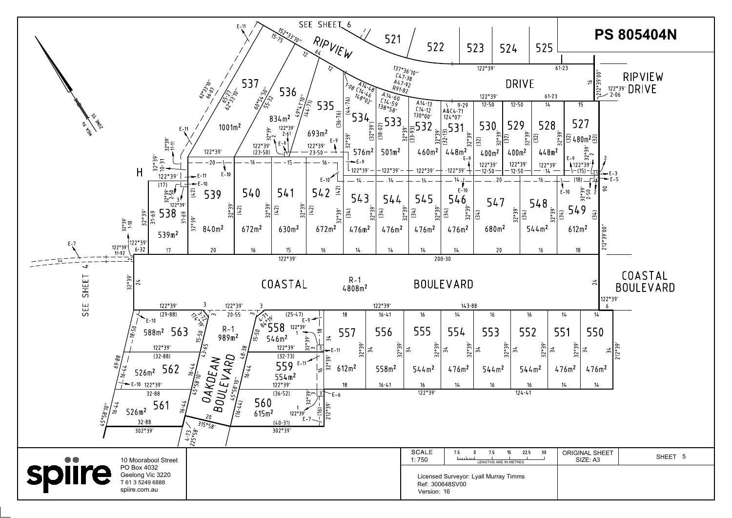# PS 805404N

SEE SHEET 6

RIPVIEW DRIVE

COASTAL BOULEVARD

OAKDEAN BOULEVARD

SEE SHEET 4

H

MGA 94 ZONE 55

| Lot | Area |
|---|---|
| 527 | 480m² |
| 528 | 448m² |
| 529 | 400m² |
| 530 | 400m² |
| 531 | 448m² |
| 532 | 460m² |
| 533 | 501m² |
| 534 | 576m² |
| 535 | 693m² |
| 536 | 834m² |
| 537 | 1001m² |
| 538 | 539m² |
| 539 | 840m² |
| 540 | 672m² |
| 541 | 630m² |
| 542 | 672m² |
| 543 | 476m² |
| 544 | 476m² |
| 545 | 476m² |
| 546 | 476m² |
| 547 | 680m² |
| 548 | 544m² |
| 549 | 612m² |
| 550 | 476m² |
| 551 | 476m² |
| 552 | 544m² |
| 553 | 544m² |
| 554 | 476m² |
| 555 | 544m² |
| 556 | 558m² |
| 557 | 612m² |
| 558 | 546m² |
| 559 | 554m² |
| 560 | 615m² |
| 561 | 526m² |
| 562 | 526m² |
| 563 | 588m² |
| R-1 (Coastal Boulevard) | 4808m² |
| R-1 (Oakdean Boulevard) | 989m² |

Lots 521, 522, 523, 524, 525 (see sheet 6)

spiire
10 Moorabool Street
PO Box 4032
Geelong Vic 3220
T 61 3 5249 6888
spiire.com.au

SCALE 1: 750

LENGTHS ARE IN METRES

Licensed Surveyor: Lyall Murray Timms
Ref: 300648SV00
Version: 16

ORIGINAL SHEET SIZE: A3

SHEET 5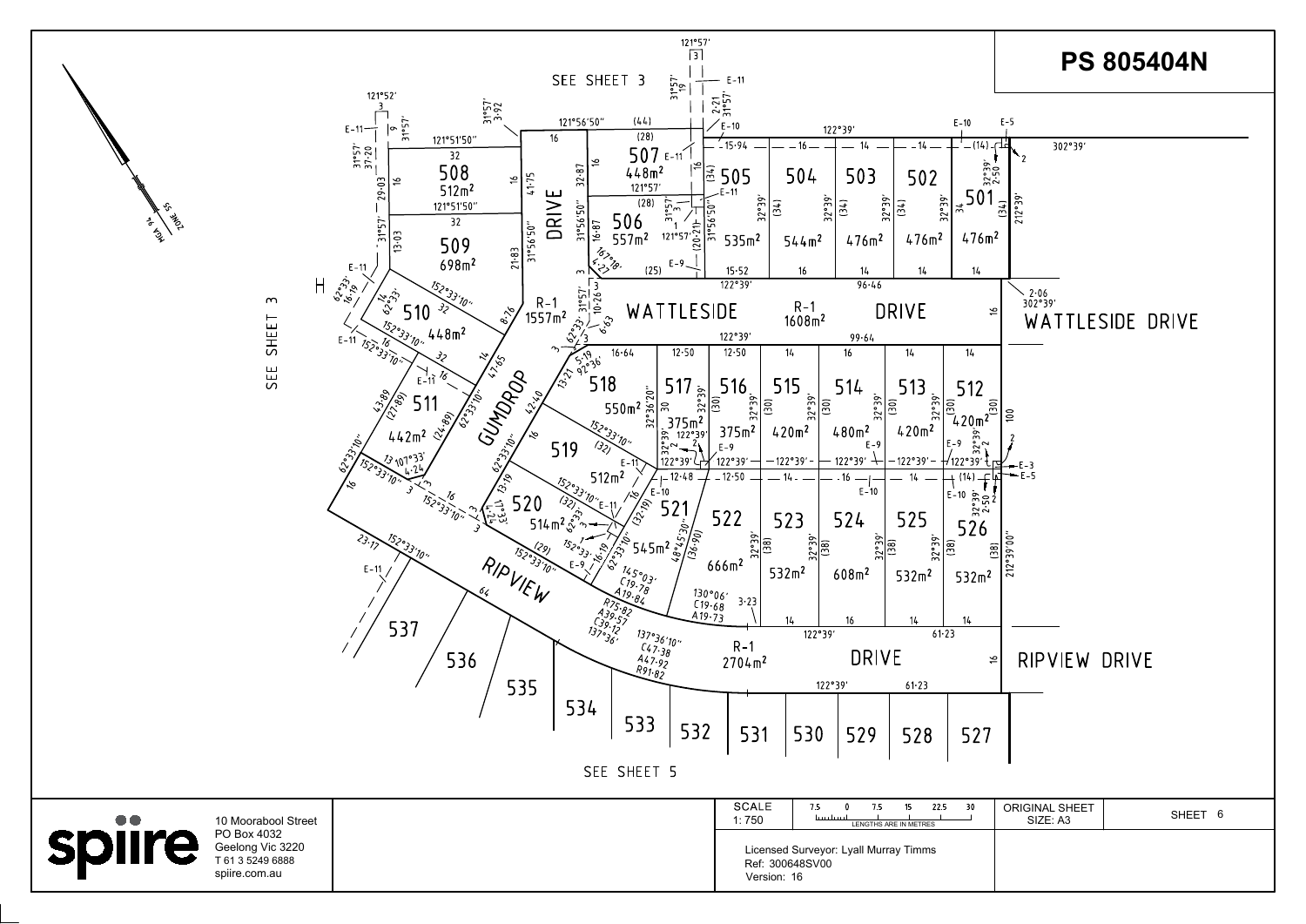# PS 805404N

SEE SHEET 3

SEE SHEET 3

SEE SHEET 5

MGA 94 ZONE 55

| Lot | Area |
|---|---|
| 501 | 476m² |
| 502 | 476m² |
| 503 | 476m² |
| 504 | 544m² |
| 505 | 535m² |
| 506 | 557m² |
| 507 | 448m² |
| 508 | 512m² |
| 509 | 698m² |
| 510 | 448m² |
| 511 | 442m² |
| 512 | 420m² |
| 513 | 420m² |
| 514 | 480m² |
| 515 | 420m² |
| 516 | 375m² |
| 517 | 375m² |
| 518 | 550m² |
| 519 | 512m² |
| 520 | 514m² |
| 521 | 545m² |
| 522 | 666m² |
| 523 | 532m² |
| 524 | 608m² |
| 525 | 532m² |
| 526 | 532m² |
| R-1 (Gumdrop Drive) | 1557m² |
| R-1 (Wattleside Drive) | 1608m² |
| R-1 (Ripview Drive) | 2704m² |

Lots 527, 528, 529, 530, 531, 532, 533, 534, 535, 536, 537 shown (see sheet 5).

Roads: WATTLESIDE DRIVE, GUMDROP DRIVE, RIPVIEW DRIVE

Easements: E-2, E-3, E-5, E-9, E-10, E-11

Curve data: C19·78 A19·84 145°03'; R75·82 A39·57 C39·12 137°36'; 137°36'10" C47·38 A47·92 R91·82; 130°06' C19·68 A19·73

10 Moorabool Street
PO Box 4032
Geelong Vic 3220
T 61 3 5249 6888
spiire.com.au

| SCALE 1: 750 | 7.5 0 7.5 15 22.5 30 LENGTHS ARE IN METRES | ORIGINAL SHEET SIZE: A3 | SHEET 6 |
|---|---|---|---|

Licensed Surveyor: Lyall Murray Timms
Ref: 300648SV00
Version: 16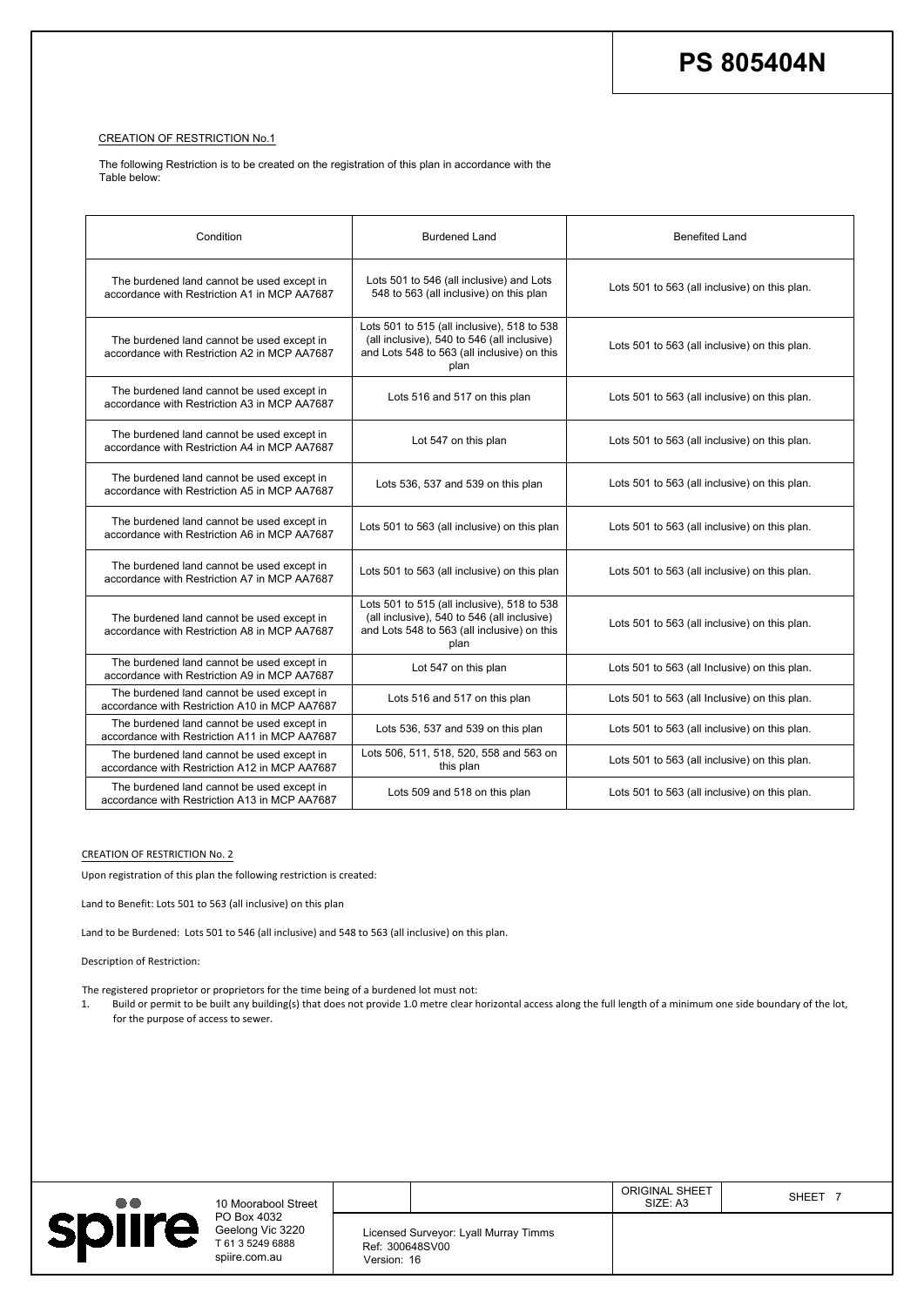# PS 805404N

CREATION OF RESTRICTION No.1

The following Restriction is to be created on the registration of this plan in accordance with the Table below:

| Condition | Burdened Land | Benefited Land |
|---|---|---|
| The burdened land cannot be used except in accordance with Restriction A1 in MCP AA7687 | Lots 501 to 546 (all inclusive) and Lots 548 to 563 (all inclusive) on this plan | Lots 501 to 563 (all inclusive) on this plan. |
| The burdened land cannot be used except in accordance with Restriction A2 in MCP AA7687 | Lots 501 to 515 (all inclusive), 518 to 538 (all inclusive), 540 to 546 (all inclusive) and Lots 548 to 563 (all inclusive) on this plan | Lots 501 to 563 (all inclusive) on this plan. |
| The burdened land cannot be used except in accordance with Restriction A3 in MCP AA7687 | Lots 516 and 517 on this plan | Lots 501 to 563 (all inclusive) on this plan. |
| The burdened land cannot be used except in accordance with Restriction A4 in MCP AA7687 | Lot 547 on this plan | Lots 501 to 563 (all inclusive) on this plan. |
| The burdened land cannot be used except in accordance with Restriction A5 in MCP AA7687 | Lots 536, 537 and 539 on this plan | Lots 501 to 563 (all inclusive) on this plan. |
| The burdened land cannot be used except in accordance with Restriction A6 in MCP AA7687 | Lots 501 to 563 (all inclusive) on this plan | Lots 501 to 563 (all inclusive) on this plan. |
| The burdened land cannot be used except in accordance with Restriction A7 in MCP AA7687 | Lots 501 to 563 (all inclusive) on this plan | Lots 501 to 563 (all inclusive) on this plan. |
| The burdened land cannot be used except in accordance with Restriction A8 in MCP AA7687 | Lots 501 to 515 (all inclusive), 518 to 538 (all inclusive), 540 to 546 (all inclusive) and Lots 548 to 563 (all inclusive) on this plan | Lots 501 to 563 (all inclusive) on this plan. |
| The burdened land cannot be used except in accordance with Restriction A9 in MCP AA7687 | Lot 547 on this plan | Lots 501 to 563 (all Inclusive) on this plan. |
| The burdened land cannot be used except in accordance with Restriction A10 in MCP AA7687 | Lots 516 and 517 on this plan | Lots 501 to 563 (all Inclusive) on this plan. |
| The burdened land cannot be used except in accordance with Restriction A11 in MCP AA7687 | Lots 536, 537 and 539 on this plan | Lots 501 to 563 (all inclusive) on this plan. |
| The burdened land cannot be used except in accordance with Restriction A12 in MCP AA7687 | Lots 506, 511, 518, 520, 558 and 563 on this plan | Lots 501 to 563 (all inclusive) on this plan. |
| The burdened land cannot be used except in accordance with Restriction A13 in MCP AA7687 | Lots 509 and 518 on this plan | Lots 501 to 563 (all inclusive) on this plan. |

CREATION OF RESTRICTION No. 2

Upon registration of this plan the following restriction is created:

Land to Benefit: Lots 501 to 563 (all inclusive) on this plan

Land to be Burdened: Lots 501 to 546 (all inclusive) and 548 to 563 (all inclusive) on this plan.

Description of Restriction:

The registered proprietor or proprietors for the time being of a burdened lot must not:

1. Build or permit to be built any building(s) that does not provide 1.0 metre clear horizontal access along the full length of a minimum one side boundary of the lot, for the purpose of access to sewer.

spiire
10 Moorabool Street
PO Box 4032
Geelong Vic 3220
T 61 3 5249 6888
spiire.com.au

Licensed Surveyor: Lyall Murray Timms
Ref: 300648SV00
Version: 16

ORIGINAL SHEET SIZE: A3

SHEET 7